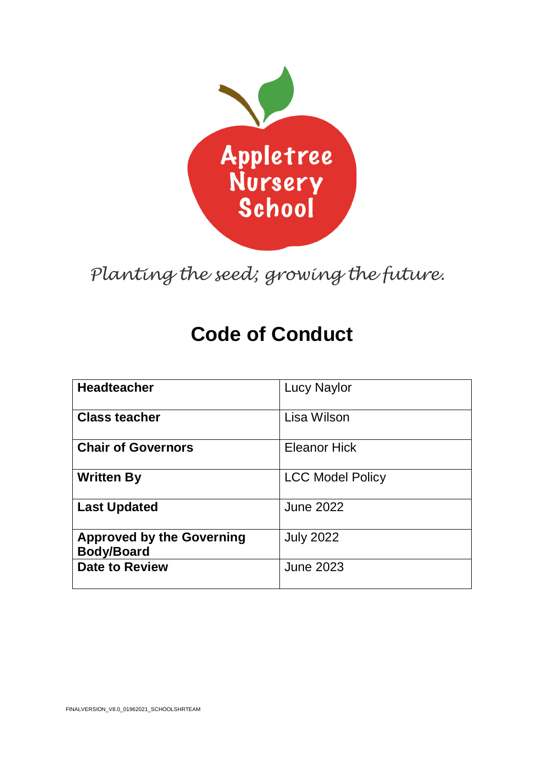Appletree Nursery School

*Planting the seed; growing the future.*

# Code of Conduct

| | |
|---|---|
| **Headteacher** | Lucy Naylor |
| **Class teacher** | Lisa Wilson |
| **Chair of Governors** | Eleanor Hick |
| **Written By** | LCC Model Policy |
| **Last Updated** | June 2022 |
| **Approved by the Governing Body/Board** | July 2022 |
| **Date to Review** | June 2023 |

FINALVERSION_V8.0_01962021_SCHOOLSHRTEAM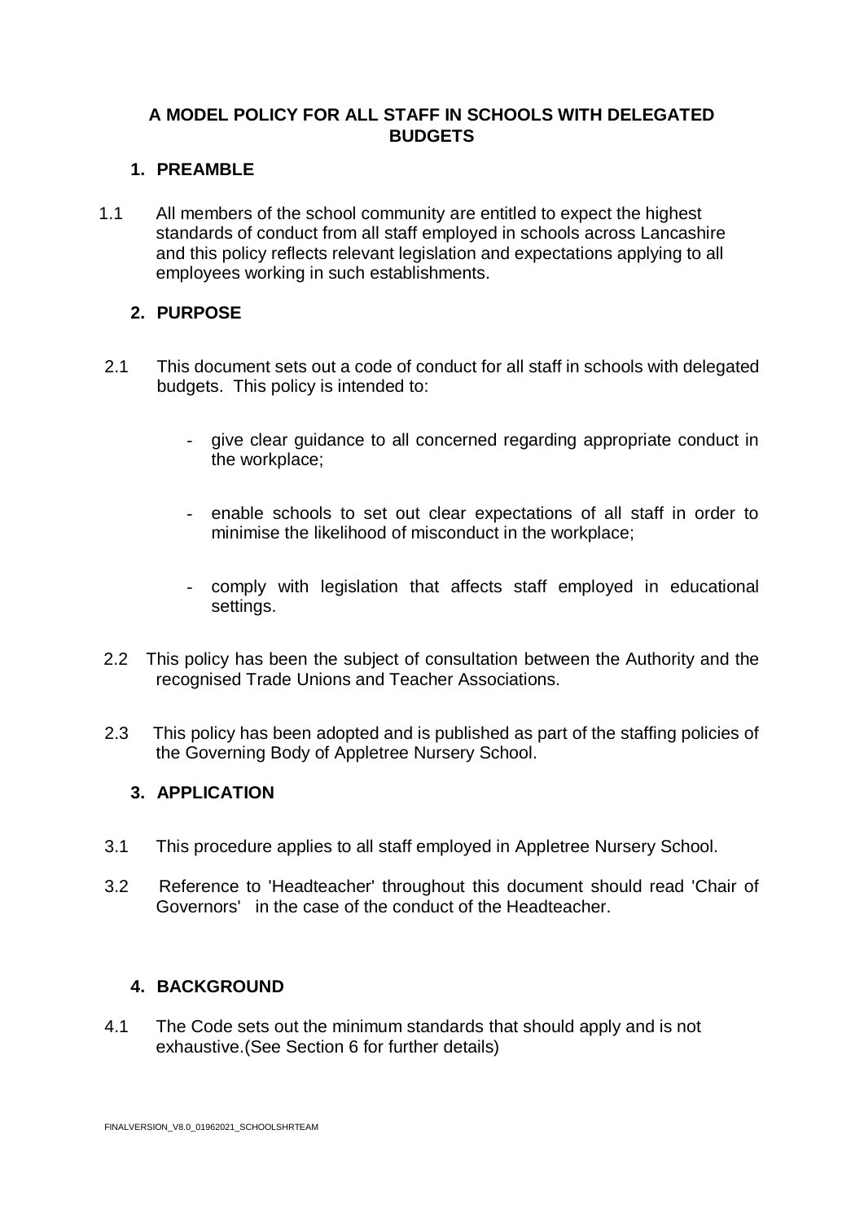# A MODEL POLICY FOR ALL STAFF IN SCHOOLS WITH DELEGATED BUDGETS

## 1. PREAMBLE

1.1 All members of the school community are entitled to expect the highest standards of conduct from all staff employed in schools across Lancashire and this policy reflects relevant legislation and expectations applying to all employees working in such establishments.

## 2. PURPOSE

2.1 This document sets out a code of conduct for all staff in schools with delegated budgets. This policy is intended to:

- give clear guidance to all concerned regarding appropriate conduct in the workplace;
- enable schools to set out clear expectations of all staff in order to minimise the likelihood of misconduct in the workplace;
- comply with legislation that affects staff employed in educational settings.

2.2 This policy has been the subject of consultation between the Authority and the recognised Trade Unions and Teacher Associations.

2.3 This policy has been adopted and is published as part of the staffing policies of the Governing Body of Appletree Nursery School.

## 3. APPLICATION

3.1 This procedure applies to all staff employed in Appletree Nursery School.

3.2 Reference to 'Headteacher' throughout this document should read 'Chair of Governors' in the case of the conduct of the Headteacher.

## 4. BACKGROUND

4.1 The Code sets out the minimum standards that should apply and is not exhaustive.(See Section 6 for further details)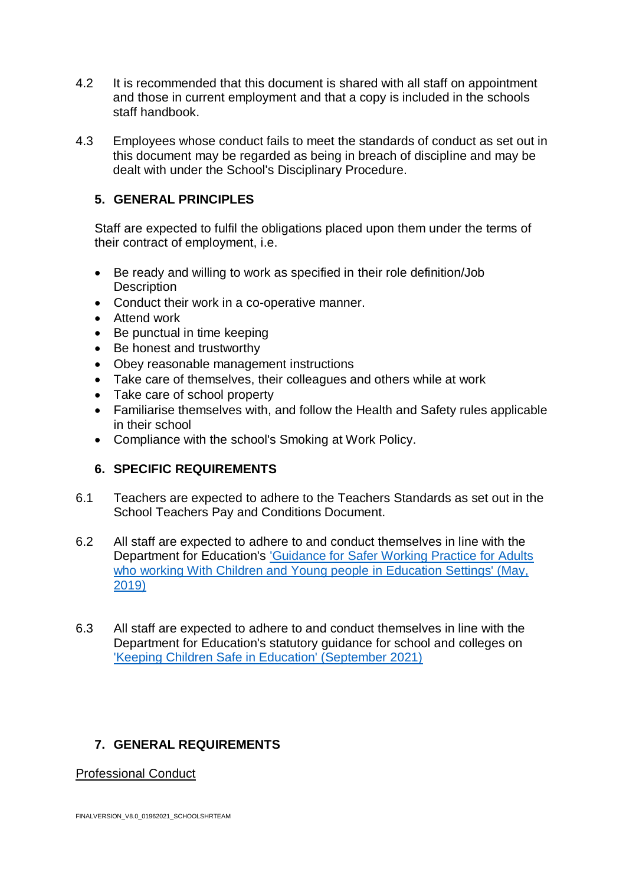4.2 It is recommended that this document is shared with all staff on appointment and those in current employment and that a copy is included in the schools staff handbook.

4.3 Employees whose conduct fails to meet the standards of conduct as set out in this document may be regarded as being in breach of discipline and may be dealt with under the School's Disciplinary Procedure.

## 5. GENERAL PRINCIPLES

Staff are expected to fulfil the obligations placed upon them under the terms of their contract of employment, i.e.

- Be ready and willing to work as specified in their role definition/Job Description
- Conduct their work in a co-operative manner.
- Attend work
- Be punctual in time keeping
- Be honest and trustworthy
- Obey reasonable management instructions
- Take care of themselves, their colleagues and others while at work
- Take care of school property
- Familiarise themselves with, and follow the Health and Safety rules applicable in their school
- Compliance with the school's Smoking at Work Policy.

## 6. SPECIFIC REQUIREMENTS

6.1 Teachers are expected to adhere to the Teachers Standards as set out in the School Teachers Pay and Conditions Document.

6.2 All staff are expected to adhere to and conduct themselves in line with the Department for Education's 'Guidance for Safer Working Practice for Adults who working With Children and Young people in Education Settings' (May, 2019)

6.3 All staff are expected to adhere to and conduct themselves in line with the Department for Education's statutory guidance for school and colleges on 'Keeping Children Safe in Education' (September 2021)

## 7. GENERAL REQUIREMENTS

Professional Conduct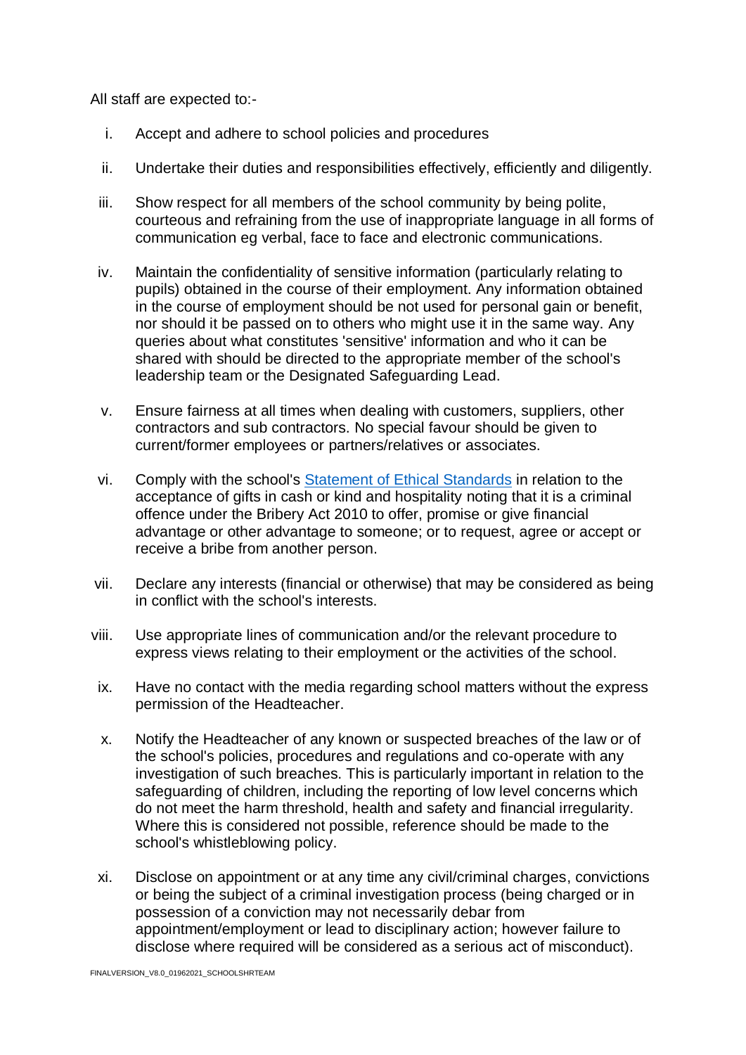All staff are expected to:-

i. Accept and adhere to school policies and procedures

ii. Undertake their duties and responsibilities effectively, efficiently and diligently.

iii. Show respect for all members of the school community by being polite, courteous and refraining from the use of inappropriate language in all forms of communication eg verbal, face to face and electronic communications.

iv. Maintain the confidentiality of sensitive information (particularly relating to pupils) obtained in the course of their employment. Any information obtained in the course of employment should be not used for personal gain or benefit, nor should it be passed on to others who might use it in the same way. Any queries about what constitutes 'sensitive' information and who it can be shared with should be directed to the appropriate member of the school's leadership team or the Designated Safeguarding Lead.

v. Ensure fairness at all times when dealing with customers, suppliers, other contractors and sub contractors. No special favour should be given to current/former employees or partners/relatives or associates.

vi. Comply with the school's Statement of Ethical Standards in relation to the acceptance of gifts in cash or kind and hospitality noting that it is a criminal offence under the Bribery Act 2010 to offer, promise or give financial advantage or other advantage to someone; or to request, agree or accept or receive a bribe from another person.

vii. Declare any interests (financial or otherwise) that may be considered as being in conflict with the school's interests.

viii. Use appropriate lines of communication and/or the relevant procedure to express views relating to their employment or the activities of the school.

ix. Have no contact with the media regarding school matters without the express permission of the Headteacher.

x. Notify the Headteacher of any known or suspected breaches of the law or of the school's policies, procedures and regulations and co-operate with any investigation of such breaches. This is particularly important in relation to the safeguarding of children, including the reporting of low level concerns which do not meet the harm threshold, health and safety and financial irregularity. Where this is considered not possible, reference should be made to the school's whistleblowing policy.

xi. Disclose on appointment or at any time any civil/criminal charges, convictions or being the subject of a criminal investigation process (being charged or in possession of a conviction may not necessarily debar from appointment/employment or lead to disciplinary action; however failure to disclose where required will be considered as a serious act of misconduct).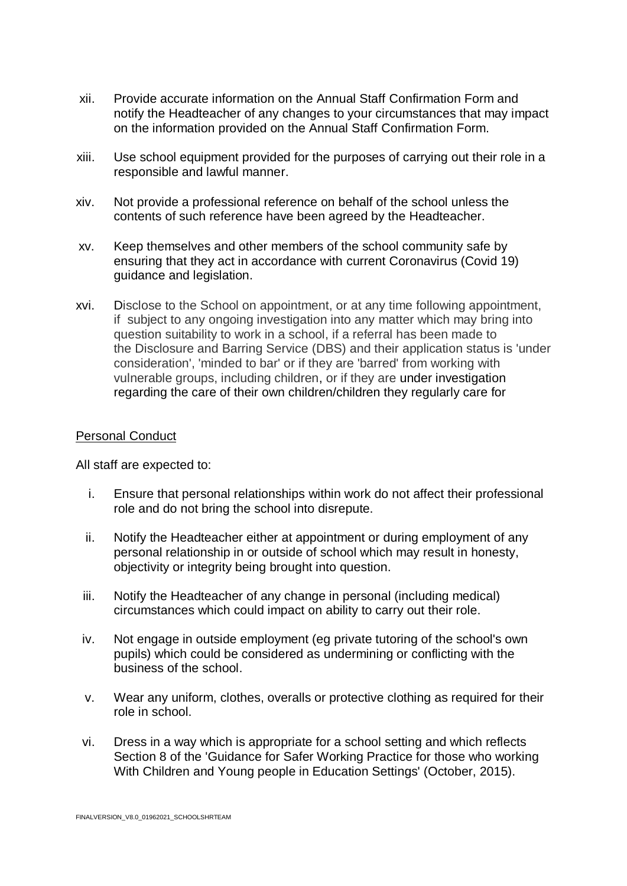xii. Provide accurate information on the Annual Staff Confirmation Form and notify the Headteacher of any changes to your circumstances that may impact on the information provided on the Annual Staff Confirmation Form.

xiii. Use school equipment provided for the purposes of carrying out their role in a responsible and lawful manner.

xiv. Not provide a professional reference on behalf of the school unless the contents of such reference have been agreed by the Headteacher.

xv. Keep themselves and other members of the school community safe by ensuring that they act in accordance with current Coronavirus (Covid 19) guidance and legislation.

xvi. Disclose to the School on appointment, or at any time following appointment, if subject to any ongoing investigation into any matter which may bring into question suitability to work in a school, if a referral has been made to the Disclosure and Barring Service (DBS) and their application status is 'under consideration', 'minded to bar' or if they are 'barred' from working with vulnerable groups, including children, or if they are under investigation regarding the care of their own children/children they regularly care for

<u>Personal Conduct</u>

All staff are expected to:

i. Ensure that personal relationships within work do not affect their professional role and do not bring the school into disrepute.

ii. Notify the Headteacher either at appointment or during employment of any personal relationship in or outside of school which may result in honesty, objectivity or integrity being brought into question.

iii. Notify the Headteacher of any change in personal (including medical) circumstances which could impact on ability to carry out their role.

iv. Not engage in outside employment (eg private tutoring of the school's own pupils) which could be considered as undermining or conflicting with the business of the school.

v. Wear any uniform, clothes, overalls or protective clothing as required for their role in school.

vi. Dress in a way which is appropriate for a school setting and which reflects Section 8 of the 'Guidance for Safer Working Practice for those who working With Children and Young people in Education Settings' (October, 2015).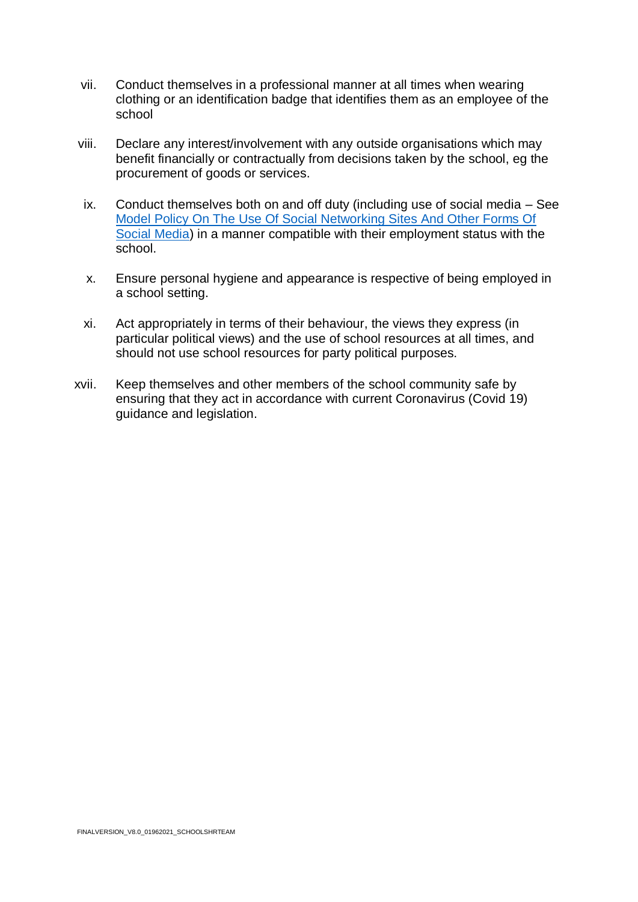vii. Conduct themselves in a professional manner at all times when wearing clothing or an identification badge that identifies them as an employee of the school

viii. Declare any interest/involvement with any outside organisations which may benefit financially or contractually from decisions taken by the school, eg the procurement of goods or services.

ix. Conduct themselves both on and off duty (including use of social media – See Model Policy On The Use Of Social Networking Sites And Other Forms Of Social Media) in a manner compatible with their employment status with the school.

x. Ensure personal hygiene and appearance is respective of being employed in a school setting.

xi. Act appropriately in terms of their behaviour, the views they express (in particular political views) and the use of school resources at all times, and should not use school resources for party political purposes.

xvii. Keep themselves and other members of the school community safe by ensuring that they act in accordance with current Coronavirus (Covid 19) guidance and legislation.